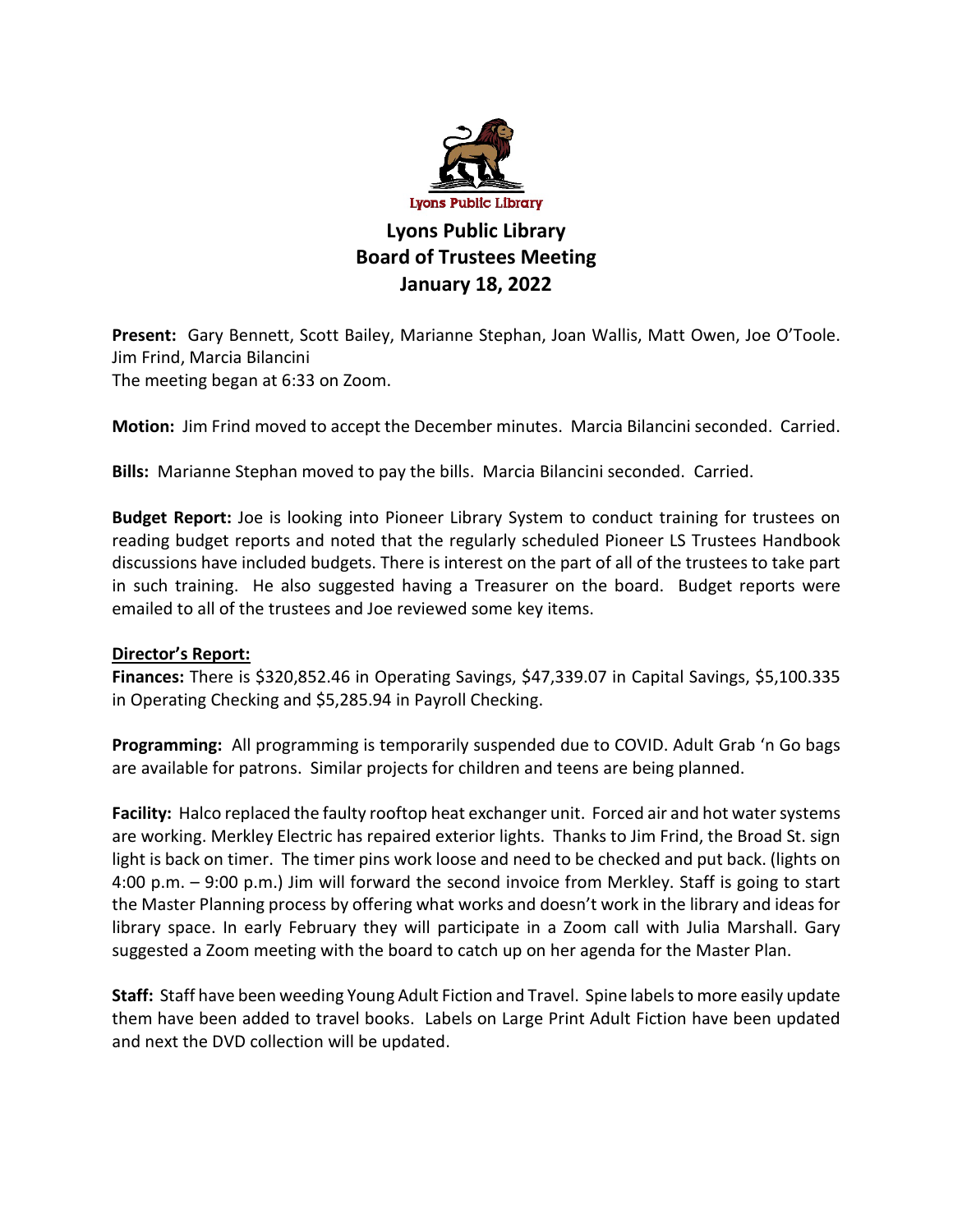Lyons Public Library

# Lyons Public Library
# Board of Trustees Meeting
# January 18, 2022

**Present:** Gary Bennett, Scott Bailey, Marianne Stephan, Joan Wallis, Matt Owen, Joe O'Toole. Jim Frind, Marcia Bilancini
The meeting began at 6:33 on Zoom.

**Motion:** Jim Frind moved to accept the December minutes. Marcia Bilancini seconded. Carried.

**Bills:** Marianne Stephan moved to pay the bills. Marcia Bilancini seconded. Carried.

**Budget Report:** Joe is looking into Pioneer Library System to conduct training for trustees on reading budget reports and noted that the regularly scheduled Pioneer LS Trustees Handbook discussions have included budgets. There is interest on the part of all of the trustees to take part in such training. He also suggested having a Treasurer on the board. Budget reports were emailed to all of the trustees and Joe reviewed some key items.

**Director's Report:**

**Finances:** There is $320,852.46 in Operating Savings, $47,339.07 in Capital Savings, $5,100.335 in Operating Checking and $5,285.94 in Payroll Checking.

**Programming:** All programming is temporarily suspended due to COVID. Adult Grab 'n Go bags are available for patrons. Similar projects for children and teens are being planned.

**Facility:** Halco replaced the faulty rooftop heat exchanger unit. Forced air and hot water systems are working. Merkley Electric has repaired exterior lights. Thanks to Jim Frind, the Broad St. sign light is back on timer. The timer pins work loose and need to be checked and put back. (lights on 4:00 p.m. – 9:00 p.m.) Jim will forward the second invoice from Merkley. Staff is going to start the Master Planning process by offering what works and doesn't work in the library and ideas for library space. In early February they will participate in a Zoom call with Julia Marshall. Gary suggested a Zoom meeting with the board to catch up on her agenda for the Master Plan.

**Staff:** Staff have been weeding Young Adult Fiction and Travel. Spine labels to more easily update them have been added to travel books. Labels on Large Print Adult Fiction have been updated and next the DVD collection will be updated.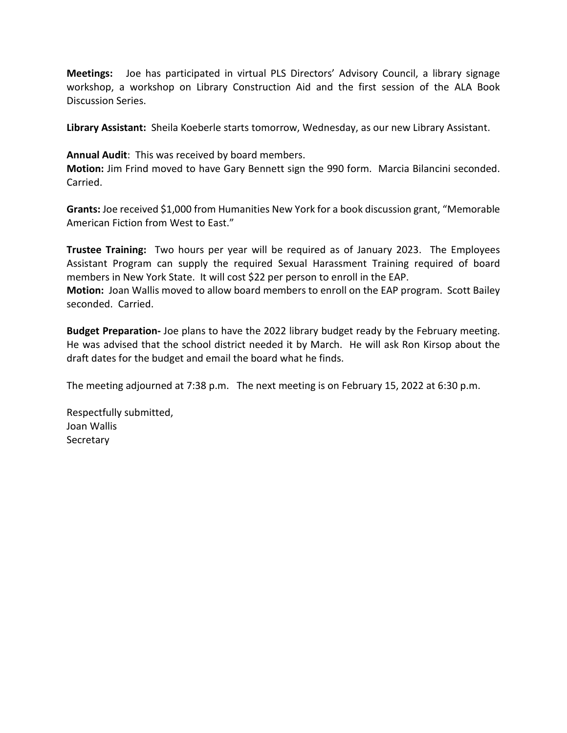**Meetings:** Joe has participated in virtual PLS Directors' Advisory Council, a library signage workshop, a workshop on Library Construction Aid and the first session of the ALA Book Discussion Series.

**Library Assistant:** Sheila Koeberle starts tomorrow, Wednesday, as our new Library Assistant.

**Annual Audit**: This was received by board members.
**Motion:** Jim Frind moved to have Gary Bennett sign the 990 form. Marcia Bilancini seconded. Carried.

**Grants:** Joe received $1,000 from Humanities New York for a book discussion grant, "Memorable American Fiction from West to East."

**Trustee Training:** Two hours per year will be required as of January 2023. The Employees Assistant Program can supply the required Sexual Harassment Training required of board members in New York State. It will cost $22 per person to enroll in the EAP.
**Motion:** Joan Wallis moved to allow board members to enroll on the EAP program. Scott Bailey seconded. Carried.

**Budget Preparation-** Joe plans to have the 2022 library budget ready by the February meeting. He was advised that the school district needed it by March. He will ask Ron Kirsop about the draft dates for the budget and email the board what he finds.

The meeting adjourned at 7:38 p.m. The next meeting is on February 15, 2022 at 6:30 p.m.

Respectfully submitted,
Joan Wallis
Secretary